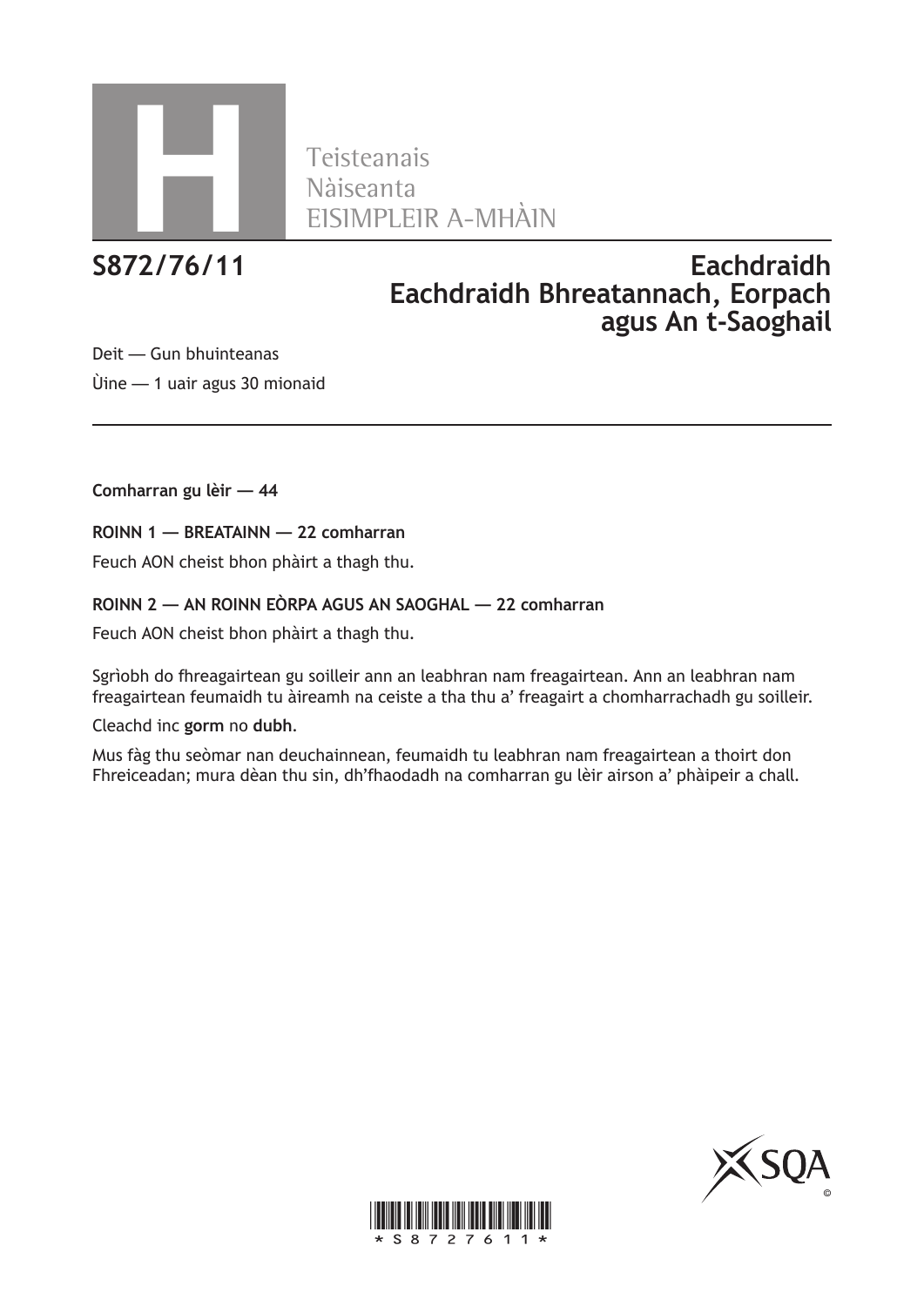# H

Teisteanais
Nàiseanta
EISIMPLEIR A-MHÀIN

**S872/76/11**

## Eachdraidh
## Eachdraidh Bhreatannach, Eorpach agus An t-Saoghail

Deit — Gun bhuinteanas

Ùine — 1 uair agus 30 mionaid

**Comharran gu lèir — 44**

**ROINN 1 — BREATAINN — 22 comharran**

Feuch AON cheist bhon phàirt a thagh thu.

**ROINN 2 — AN ROINN EÒRPA AGUS AN SAOGHAL — 22 comharran**

Feuch AON cheist bhon phàirt a thagh thu.

Sgrìobh do fhreagairtean gu soilleir ann an leabhran nam freagairtean. Ann an leabhran nam freagairtean feumaidh tu àireamh na ceiste a tha thu a' freagairt a chomharrachadh gu soilleir.

Cleachd inc **gorm** no **dubh**.

Mus fàg thu seòmar nan deuchainnean, feumaidh tu leabhran nam freagairtean a thoirt don Fhreiceadan; mura dèan thu sin, dh'fhaodadh na comharran gu lèir airson a' phàipeir a chall.

SQA ©

*S8727611*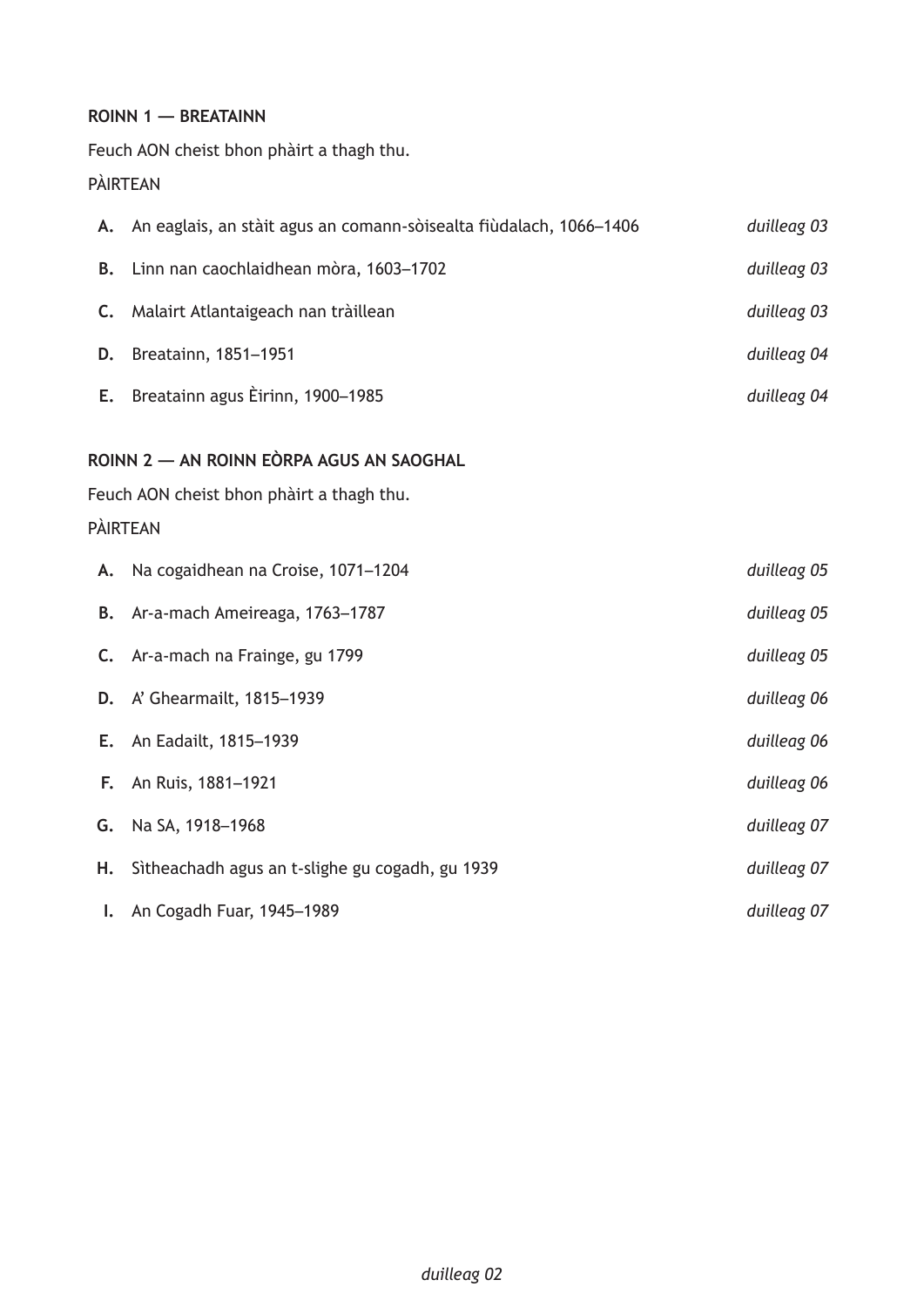**ROINN 1 — BREATAINN**

Feuch AON cheist bhon phàirt a thagh thu.

PÀIRTEAN

| | | |
|---|---|---|
| **A.** | An eaglais, an stàit agus an comann-sòisealta fiùdalach, 1066–1406 | *duilleag 03* |
| **B.** | Linn nan caochlaidhean mòra, 1603–1702 | *duilleag 03* |
| **C.** | Malairt Atlantaigeach nan tràillean | *duilleag 03* |
| **D.** | Breatainn, 1851–1951 | *duilleag 04* |
| **E.** | Breatainn agus Èirinn, 1900–1985 | *duilleag 04* |

**ROINN 2 — AN ROINN EÒRPA AGUS AN SAOGHAL**

Feuch AON cheist bhon phàirt a thagh thu.

PÀIRTEAN

| | | |
|---|---|---|
| **A.** | Na cogaidhean na Croise, 1071–1204 | *duilleag 05* |
| **B.** | Ar-a-mach Ameireaga, 1763–1787 | *duilleag 05* |
| **C.** | Ar-a-mach na Frainge, gu 1799 | *duilleag 05* |
| **D.** | A' Ghearmailt, 1815–1939 | *duilleag 06* |
| **E.** | An Eadailt, 1815–1939 | *duilleag 06* |
| **F.** | An Ruis, 1881–1921 | *duilleag 06* |
| **G.** | Na SA, 1918–1968 | *duilleag 07* |
| **H.** | Sìtheachadh agus an t-slighe gu cogadh, gu 1939 | *duilleag 07* |
| **I.** | An Cogadh Fuar, 1945–1989 | *duilleag 07* |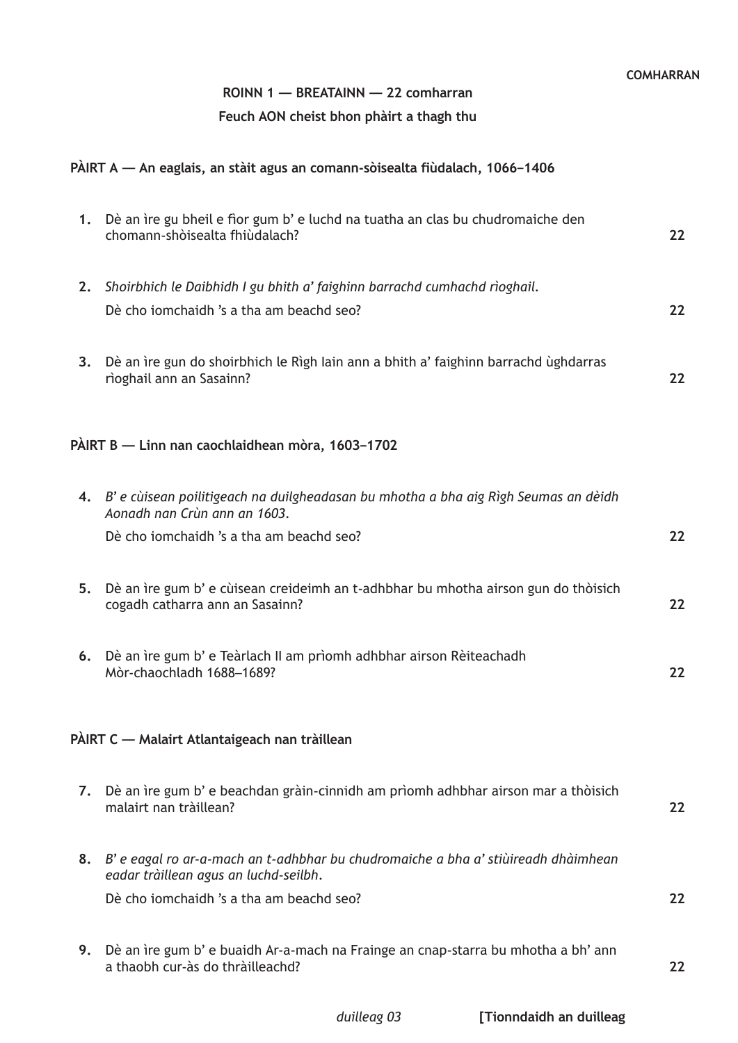COMHARRAN

## ROINN 1 — BREATAINN — 22 comharran

**Feuch AON cheist bhon phàirt a thagh thu**

### PÀIRT A — An eaglais, an stàit agus an comann-sòisealta fiùdalach, 1066–1406

**1.** Dè an ìre gu bheil e fìor gum b' e luchd na tuatha an clas bu chudromaiche den chomann-shòisealta fhiùdalach? **22**

**2.** *Shoirbhich le Daibhidh I gu bhith a' faighinn barrachd cumhachd rìoghail.*

Dè cho iomchaidh 's a tha am beachd seo? **22**

**3.** Dè an ìre gun do shoirbhich le Rìgh Iain ann a bhith a' faighinn barrachd ùghdarras rìoghail ann an Sasainn? **22**

### PÀIRT B — Linn nan caochlaidhean mòra, 1603–1702

**4.** *B' e cùisean poilitigeach na duilgheadasan bu mhotha a bha aig Rìgh Seumas an dèidh Aonadh nan Crùn ann an 1603.*

Dè cho iomchaidh 's a tha am beachd seo? **22**

**5.** Dè an ìre gum b' e cùisean creideimh an t-adhbhar bu mhotha airson gun do thòisich cogadh catharra ann an Sasainn? **22**

**6.** Dè an ìre gum b' e Teàrlach II am prìomh adhbhar airson Rèiteachadh Mòr-chaochladh 1688–1689? **22**

### PÀIRT C — Malairt Atlantaigeach nan tràillean

**7.** Dè an ìre gum b' e beachdan gràin-cinnidh am prìomh adhbhar airson mar a thòisich malairt nan tràillean? **22**

**8.** *B' e eagal ro ar-a-mach an t-adhbhar bu chudromaiche a bha a' stiùireadh dhàimhean eadar tràillean agus an luchd-seilbh.*

Dè cho iomchaidh 's a tha am beachd seo? **22**

**9.** Dè an ìre gum b' e buaidh Ar-a-mach na Frainge an cnap-starra bu mhotha a bh' ann a thaobh cur-às do thràilleachd? **22**

[Tionndaidh an duilleag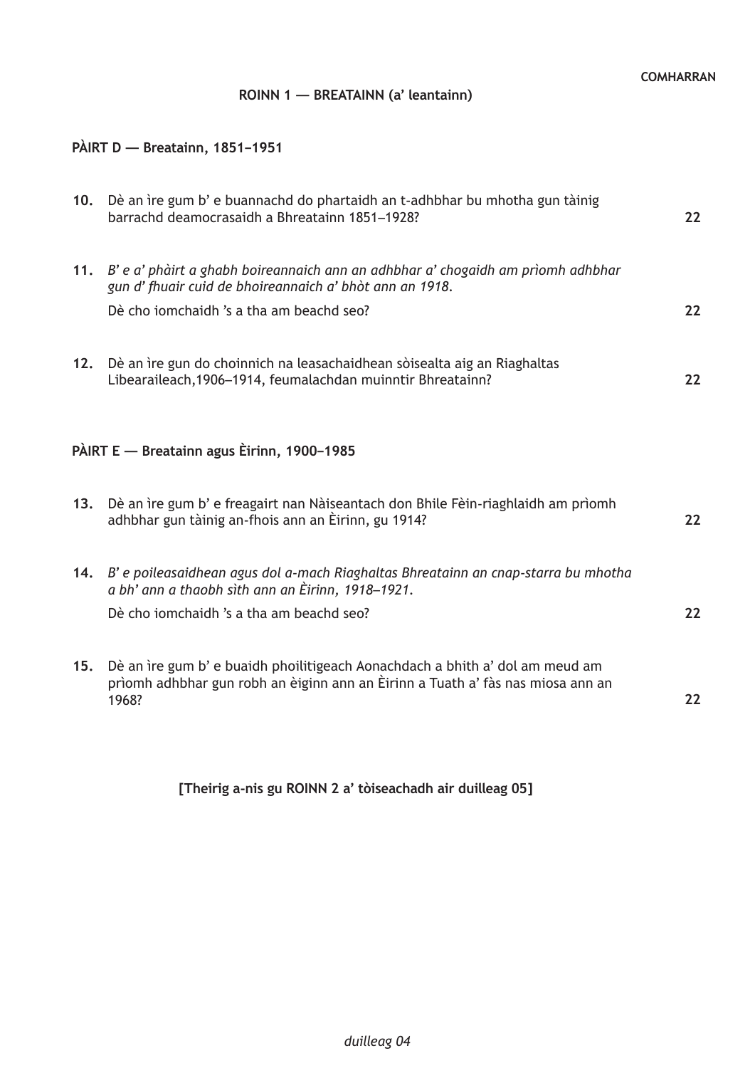COMHARRAN

## ROINN 1 — BREATAINN (a' leantainn)

### PÀIRT D — Breatainn, 1851–1951

**10.** Dè an ìre gum b' e buannachd do phartaidh an t-adhbhar bu mhotha gun tàinig barrachd deamocrasaidh a Bhreatainn 1851–1928? **22**

**11.** *B' e a' phàirt a ghabh boireannaich ann an adhbhar a' chogaidh am prìomh adhbhar gun d' fhuair cuid de bhoireannaich a' bhòt ann an 1918.*

Dè cho iomchaidh 's a tha am beachd seo? **22**

**12.** Dè an ìre gun do choinnich na leasachaidhean sòisealta aig an Riaghaltas Libearaileach,1906–1914, feumalachdan muinntir Bhreatainn? **22**

### PÀIRT E — Breatainn agus Èirinn, 1900–1985

**13.** Dè an ìre gum b' e freagairt nan Nàiseantach don Bhile Fèin-riaghlaidh am prìomh adhbhar gun tàinig an-fhois ann an Èirinn, gu 1914? **22**

**14.** *B' e poileasaidhean agus dol a-mach Riaghaltas Bhreatainn an cnap-starra bu mhotha a bh' ann a thaobh sìth ann an Èirinn, 1918–1921.*

Dè cho iomchaidh 's a tha am beachd seo? **22**

**15.** Dè an ìre gum b' e buaidh phoilitigeach Aonachdach a bhith a' dol am meud am prìomh adhbhar gun robh an èiginn ann an Èirinn a Tuath a' fàs nas miosa ann an 1968? **22**

**[Theirig a-nis gu ROINN 2 a' tòiseachadh air duilleag 05]**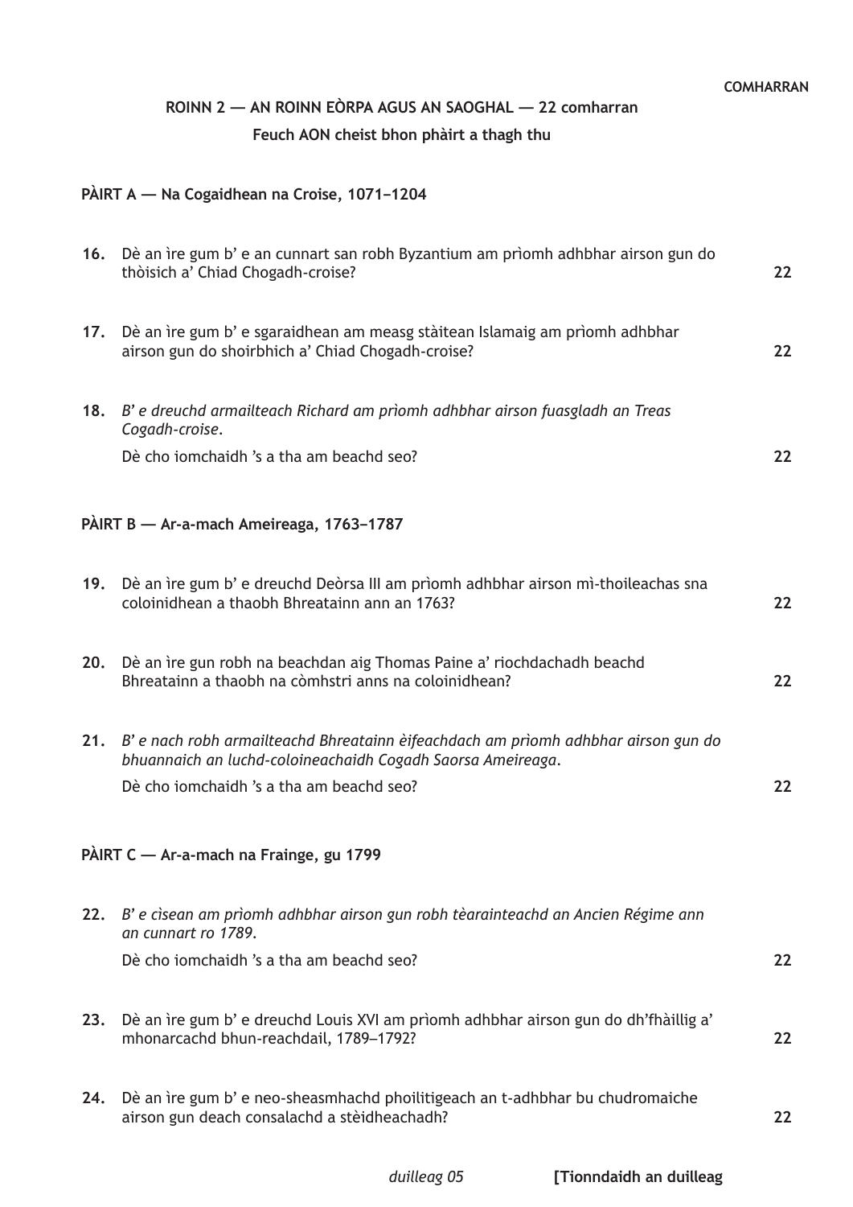COMHARRAN

## ROINN 2 — AN ROINN EÒRPA AGUS AN SAOGHAL — 22 comharran

**Feuch AON cheist bhon phàirt a thagh thu**

### PÀIRT A — Na Cogaidhean na Croise, 1071–1204

**16.** Dè an ìre gum b' e an cunnart san robh Byzantium am prìomh adhbhar airson gun do thòisich a' Chiad Chogadh-croise? **22**

**17.** Dè an ìre gum b' e sgaraidhean am measg stàitean Islamaig am prìomh adhbhar airson gun do shoirbhich a' Chiad Chogadh-croise? **22**

**18.** *B' e dreuchd armailteach Richard am prìomh adhbhar airson fuasgladh an Treas Cogadh-croise.*

Dè cho iomchaidh 's a tha am beachd seo? **22**

### PÀIRT B — Ar-a-mach Ameireaga, 1763–1787

**19.** Dè an ìre gum b' e dreuchd Deòrsa III am prìomh adhbhar airson mì-thoileachas sna coloinidhean a thaobh Bhreatainn ann an 1763? **22**

**20.** Dè an ìre gun robh na beachdan aig Thomas Paine a' riochdachadh beachd Bhreatainn a thaobh na còmhstri anns na coloinidhean? **22**

**21.** *B' e nach robh armailteachd Bhreatainn èifeachdach am prìomh adhbhar airson gun do bhuannaich an luchd-coloineachaidh Cogadh Saorsa Ameireaga.*

Dè cho iomchaidh 's a tha am beachd seo? **22**

### PÀIRT C — Ar-a-mach na Frainge, gu 1799

**22.** *B' e cìsean am prìomh adhbhar airson gun robh tèarainteachd an Ancien Régime ann an cunnart ro 1789.*

Dè cho iomchaidh 's a tha am beachd seo? **22**

**23.** Dè an ìre gum b' e dreuchd Louis XVI am prìomh adhbhar airson gun do dh'fhàillig a' mhonarcachd bhun-reachdail, 1789–1792? **22**

**24.** Dè an ìre gum b' e neo-sheasmhachd phoilitigeach an t-adhbhar bu chudromaiche airson gun deach consalachd a stèidheachadh? **22**

[Tionndaidh an duilleag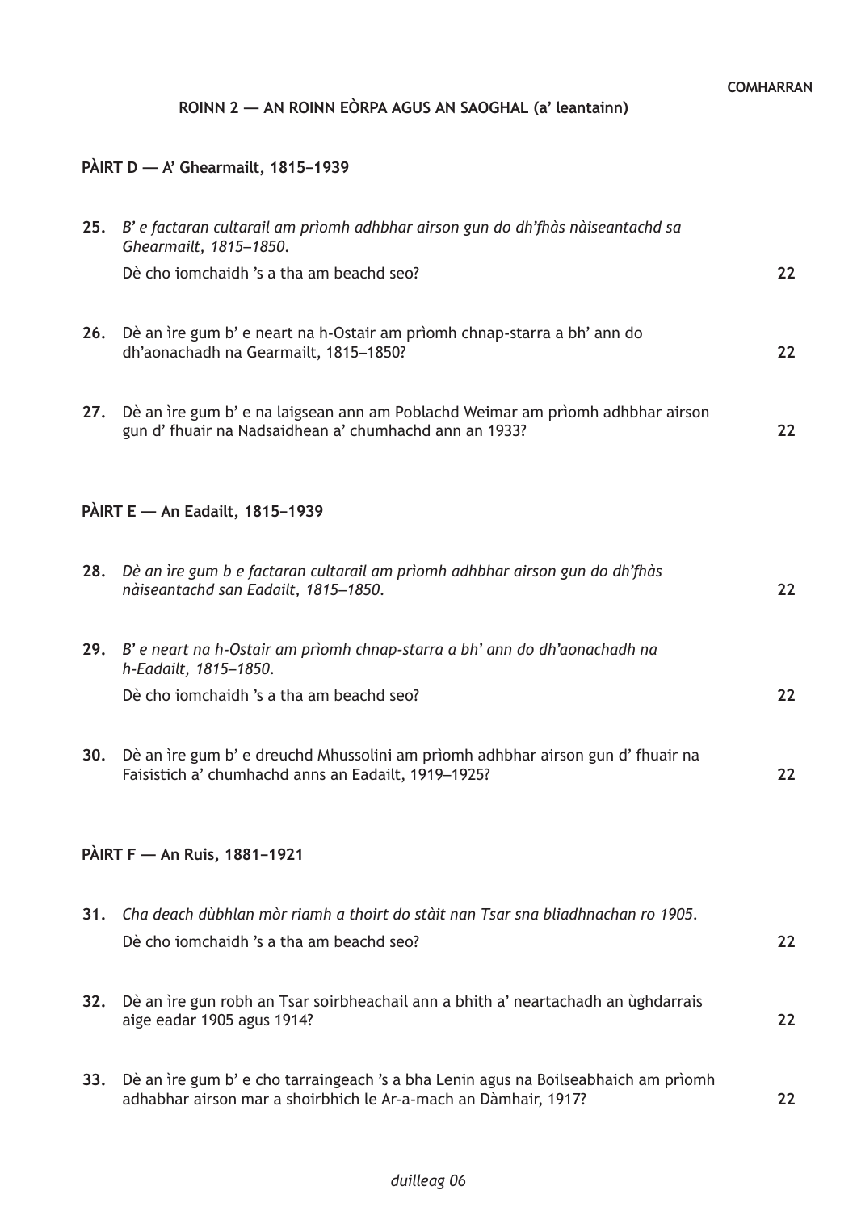**COMHARRAN**

## ROINN 2 — AN ROINN EÒRPA AGUS AN SAOGHAL (a' leantainn)

### PÀIRT D — A' Ghearmailt, 1815–1939

**25.** *B' e factaran cultarail am prìomh adhbhar airson gun do dh'fhàs nàiseantachd sa Ghearmailt, 1815–1850.*

Dè cho iomchaidh 's a tha am beachd seo? **22**

**26.** Dè an ìre gum b' e neart na h-Ostair am prìomh chnap-starra a bh' ann do dh'aonachadh na Gearmailt, 1815–1850? **22**

**27.** Dè an ìre gum b' e na laigsean ann am Poblachd Weimar am prìomh adhbhar airson gun d' fhuair na Nadsaidhean a' chumhachd ann an 1933? **22**

### PÀIRT E — An Eadailt, 1815–1939

**28.** *Dè an ìre gum b e factaran cultarail am prìomh adhbhar airson gun do dh'fhàs nàiseantachd san Eadailt, 1815–1850.* **22**

**29.** *B' e neart na h-Ostair am prìomh chnap-starra a bh' ann do dh'aonachadh na h-Eadailt, 1815–1850.*

Dè cho iomchaidh 's a tha am beachd seo? **22**

**30.** Dè an ìre gum b' e dreuchd Mhussolini am prìomh adhbhar airson gun d' fhuair na Faisistich a' chumhachd anns an Eadailt, 1919–1925? **22**

### PÀIRT F — An Ruis, 1881–1921

**31.** *Cha deach dùbhlan mòr riamh a thoirt do stàit nan Tsar sna bliadhnachan ro 1905.*

Dè cho iomchaidh 's a tha am beachd seo? **22**

**32.** Dè an ìre gun robh an Tsar soirbheachail ann a bhith a' neartachadh an ùghdarrais aige eadar 1905 agus 1914? **22**

**33.** Dè an ìre gum b' e cho tarraingeach 's a bha Lenin agus na Boilseabhaich am prìomh adhbhar airson mar a shoirbhich le Ar-a-mach an Dàmhair, 1917? **22**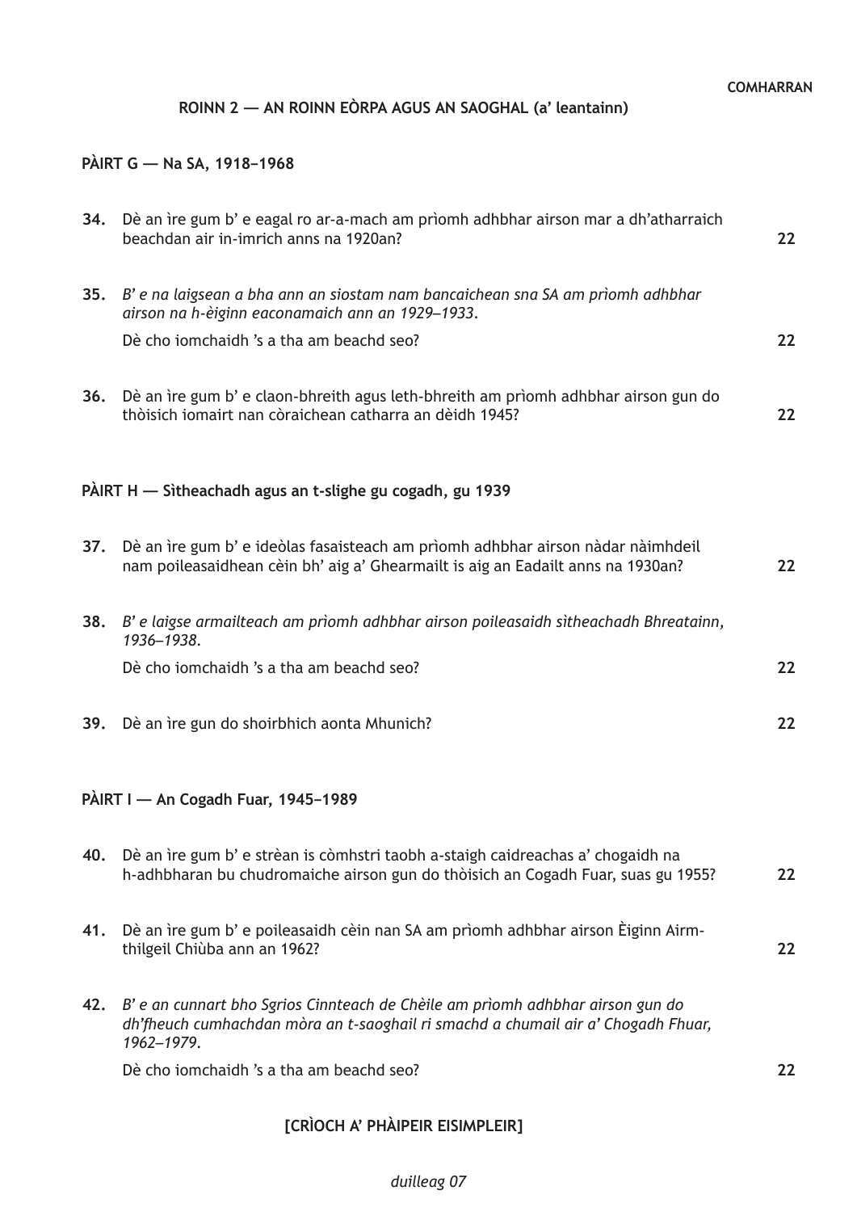**COMHARRAN**

## ROINN 2 — AN ROINN EÒRPA AGUS AN SAOGHAL (a' leantainn)

### PÀIRT G — Na SA, 1918–1968

**34.** Dè an ìre gum b' e eagal ro ar-a-mach am prìomh adhbhar airson mar a dh'atharraich beachdan air in-imrich anns na 1920an? **22**

**35.** *B' e na laigsean a bha ann an siostam nam bancaichean sna SA am prìomh adhbhar airson na h-èiginn eaconamaich ann an 1929–1933.*

Dè cho iomchaidh 's a tha am beachd seo? **22**

**36.** Dè an ìre gum b' e claon-bhreith agus leth-bhreith am prìomh adhbhar airson gun do thòisich iomairt nan còraichean catharra an dèidh 1945? **22**

### PÀIRT H — Sìtheachadh agus an t-slighe gu cogadh, gu 1939

**37.** Dè an ìre gum b' e ideòlas fasaisteach am prìomh adhbhar airson nàdar nàimhdeil nam poileasaidhean cèin bh' aig a' Ghearmailt is aig an Eadailt anns na 1930an? **22**

**38.** *B' e laigse armailteach am prìomh adhbhar airson poileasaidh sìtheachadh Bhreatainn, 1936–1938.*

Dè cho iomchaidh 's a tha am beachd seo? **22**

**39.** Dè an ìre gun do shoirbhich aonta Mhunich? **22**

### PÀIRT I — An Cogadh Fuar, 1945–1989

**40.** Dè an ìre gum b' e strèan is còmhstri taobh a-staigh caidreachas a' chogaidh na h-adhbharan bu chudromaiche airson gun do thòisich an Cogadh Fuar, suas gu 1955? **22**

**41.** Dè an ìre gum b' e poileasaidh cèin nan SA am prìomh adhbhar airson Èiginn Airm-thilgeil Chiùba ann an 1962? **22**

**42.** *B' e an cunnart bho Sgrios Cinnteach de Chèile am prìomh adhbhar airson gun do dh'fheuch cumhachdan mòra an t-saoghail ri smachd a chumail air a' Chogadh Fuar, 1962–1979.*

Dè cho iomchaidh 's a tha am beachd seo? **22**

**[CRÌOCH A' PHÀIPEIR EISIMPLEIR]**